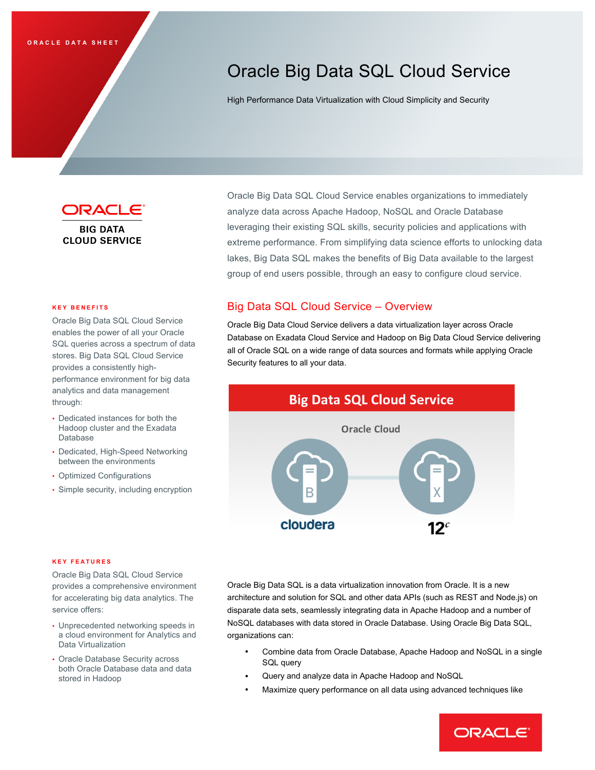ORACLE DATA SHEET

# Oracle Big Data SQL Cloud Service

High Performance Data Virtualization with Cloud Simplicity and Security

ORACLE
BIG DATA
CLOUD SERVICE

Oracle Big Data SQL Cloud Service enables organizations to immediately analyze data across Apache Hadoop, NoSQL and Oracle Database leveraging their existing SQL skills, security policies and applications with extreme performance. From simplifying data science efforts to unlocking data lakes, Big Data SQL makes the benefits of Big Data available to the largest group of end users possible, through an easy to configure cloud service.

## Big Data SQL Cloud Service – Overview

Oracle Big Data Cloud Service delivers a data virtualization layer across Oracle Database on Exadata Cloud Service and Hadoop on Big Data Cloud Service delivering all of Oracle SQL on a wide range of data sources and formats while applying Oracle Security features to all your data.

Big Data SQL Cloud Service

Oracle Cloud

cloudera

12c

Oracle Big Data SQL is a data virtualization innovation from Oracle. It is a new architecture and solution for SQL and other data APIs (such as REST and Node.js) on disparate data sets, seamlessly integrating data in Apache Hadoop and a number of NoSQL databases with data stored in Oracle Database. Using Oracle Big Data SQL, organizations can:

- Combine data from Oracle Database, Apache Hadoop and NoSQL in a single SQL query
- Query and analyze data in Apache Hadoop and NoSQL
- Maximize query performance on all data using advanced techniques like

### KEY BENEFITS

Oracle Big Data SQL Cloud Service enables the power of all your Oracle SQL queries across a spectrum of data stores. Big Data SQL Cloud Service provides a consistently high-performance environment for big data analytics and data management through:

- Dedicated instances for both the Hadoop cluster and the Exadata Database
- Dedicated, High-Speed Networking between the environments
- Optimized Configurations
- Simple security, including encryption

### KEY FEATURES

Oracle Big Data SQL Cloud Service provides a comprehensive environment for accelerating big data analytics. The service offers:

- Unprecedented networking speeds in a cloud environment for Analytics and Data Virtualization
- Oracle Database Security across both Oracle Database data and data stored in Hadoop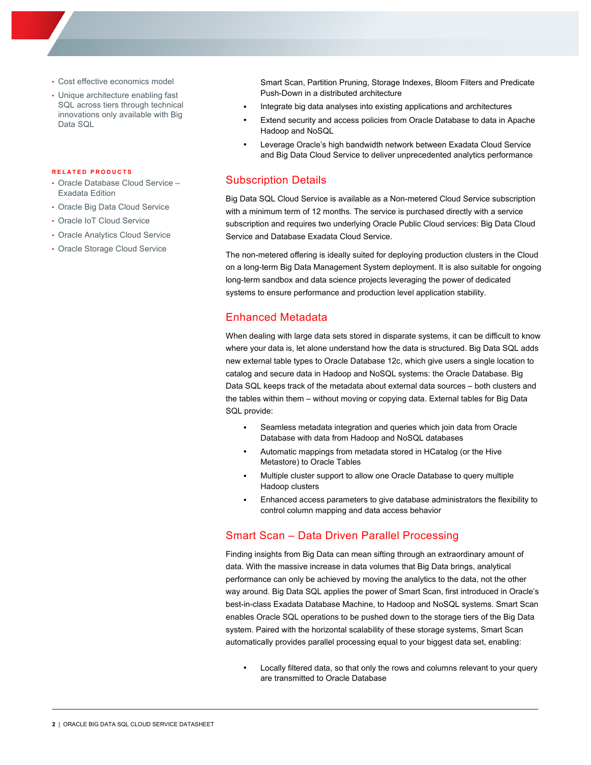- Cost effective economics model
- Unique architecture enabling fast SQL across tiers through technical innovations only available with Big Data SQL

**RELATED PRODUCTS**

- Oracle Database Cloud Service – Exadata Edition
- Oracle Big Data Cloud Service
- Oracle IoT Cloud Service
- Oracle Analytics Cloud Service
- Oracle Storage Cloud Service

Smart Scan, Partition Pruning, Storage Indexes, Bloom Filters and Predicate Push-Down in a distributed architecture

- Integrate big data analyses into existing applications and architectures
- Extend security and access policies from Oracle Database to data in Apache Hadoop and NoSQL
- Leverage Oracle's high bandwidth network between Exadata Cloud Service and Big Data Cloud Service to deliver unprecedented analytics performance

## Subscription Details

Big Data SQL Cloud Service is available as a Non-metered Cloud Service subscription with a minimum term of 12 months. The service is purchased directly with a service subscription and requires two underlying Oracle Public Cloud services: Big Data Cloud Service and Database Exadata Cloud Service.

The non-metered offering is ideally suited for deploying production clusters in the Cloud on a long-term Big Data Management System deployment. It is also suitable for ongoing long-term sandbox and data science projects leveraging the power of dedicated systems to ensure performance and production level application stability.

## Enhanced Metadata

When dealing with large data sets stored in disparate systems, it can be difficult to know where your data is, let alone understand how the data is structured. Big Data SQL adds new external table types to Oracle Database 12c, which give users a single location to catalog and secure data in Hadoop and NoSQL systems: the Oracle Database. Big Data SQL keeps track of the metadata about external data sources – both clusters and the tables within them – without moving or copying data. External tables for Big Data SQL provide:

- Seamless metadata integration and queries which join data from Oracle Database with data from Hadoop and NoSQL databases
- Automatic mappings from metadata stored in HCatalog (or the Hive Metastore) to Oracle Tables
- Multiple cluster support to allow one Oracle Database to query multiple Hadoop clusters
- Enhanced access parameters to give database administrators the flexibility to control column mapping and data access behavior

## Smart Scan – Data Driven Parallel Processing

Finding insights from Big Data can mean sifting through an extraordinary amount of data. With the massive increase in data volumes that Big Data brings, analytical performance can only be achieved by moving the analytics to the data, not the other way around. Big Data SQL applies the power of Smart Scan, first introduced in Oracle's best-in-class Exadata Database Machine, to Hadoop and NoSQL systems. Smart Scan enables Oracle SQL operations to be pushed down to the storage tiers of the Big Data system. Paired with the horizontal scalability of these storage systems, Smart Scan automatically provides parallel processing equal to your biggest data set, enabling:

- Locally filtered data, so that only the rows and columns relevant to your query are transmitted to Oracle Database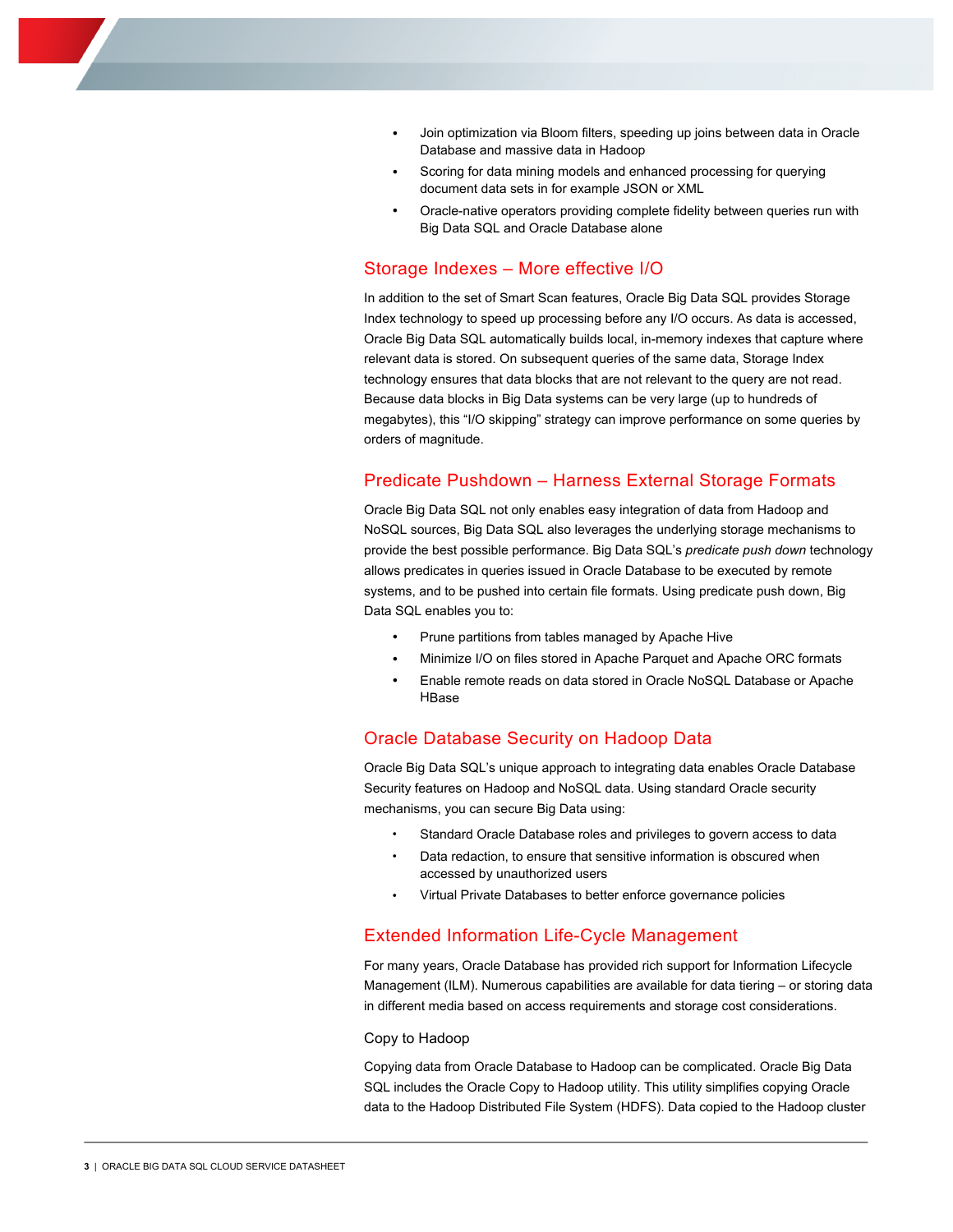- Join optimization via Bloom filters, speeding up joins between data in Oracle Database and massive data in Hadoop
- Scoring for data mining models and enhanced processing for querying document data sets in for example JSON or XML
- Oracle-native operators providing complete fidelity between queries run with Big Data SQL and Oracle Database alone

## Storage Indexes – More effective I/O

In addition to the set of Smart Scan features, Oracle Big Data SQL provides Storage Index technology to speed up processing before any I/O occurs. As data is accessed, Oracle Big Data SQL automatically builds local, in-memory indexes that capture where relevant data is stored. On subsequent queries of the same data, Storage Index technology ensures that data blocks that are not relevant to the query are not read. Because data blocks in Big Data systems can be very large (up to hundreds of megabytes), this “I/O skipping” strategy can improve performance on some queries by orders of magnitude.

## Predicate Pushdown – Harness External Storage Formats

Oracle Big Data SQL not only enables easy integration of data from Hadoop and NoSQL sources, Big Data SQL also leverages the underlying storage mechanisms to provide the best possible performance. Big Data SQL’s *predicate push down* technology allows predicates in queries issued in Oracle Database to be executed by remote systems, and to be pushed into certain file formats. Using predicate push down, Big Data SQL enables you to:

- Prune partitions from tables managed by Apache Hive
- Minimize I/O on files stored in Apache Parquet and Apache ORC formats
- Enable remote reads on data stored in Oracle NoSQL Database or Apache HBase

## Oracle Database Security on Hadoop Data

Oracle Big Data SQL’s unique approach to integrating data enables Oracle Database Security features on Hadoop and NoSQL data. Using standard Oracle security mechanisms, you can secure Big Data using:

- Standard Oracle Database roles and privileges to govern access to data
- Data redaction, to ensure that sensitive information is obscured when accessed by unauthorized users
- Virtual Private Databases to better enforce governance policies

## Extended Information Life-Cycle Management

For many years, Oracle Database has provided rich support for Information Lifecycle Management (ILM). Numerous capabilities are available for data tiering – or storing data in different media based on access requirements and storage cost considerations.

### Copy to Hadoop

Copying data from Oracle Database to Hadoop can be complicated. Oracle Big Data SQL includes the Oracle Copy to Hadoop utility. This utility simplifies copying Oracle data to the Hadoop Distributed File System (HDFS). Data copied to the Hadoop cluster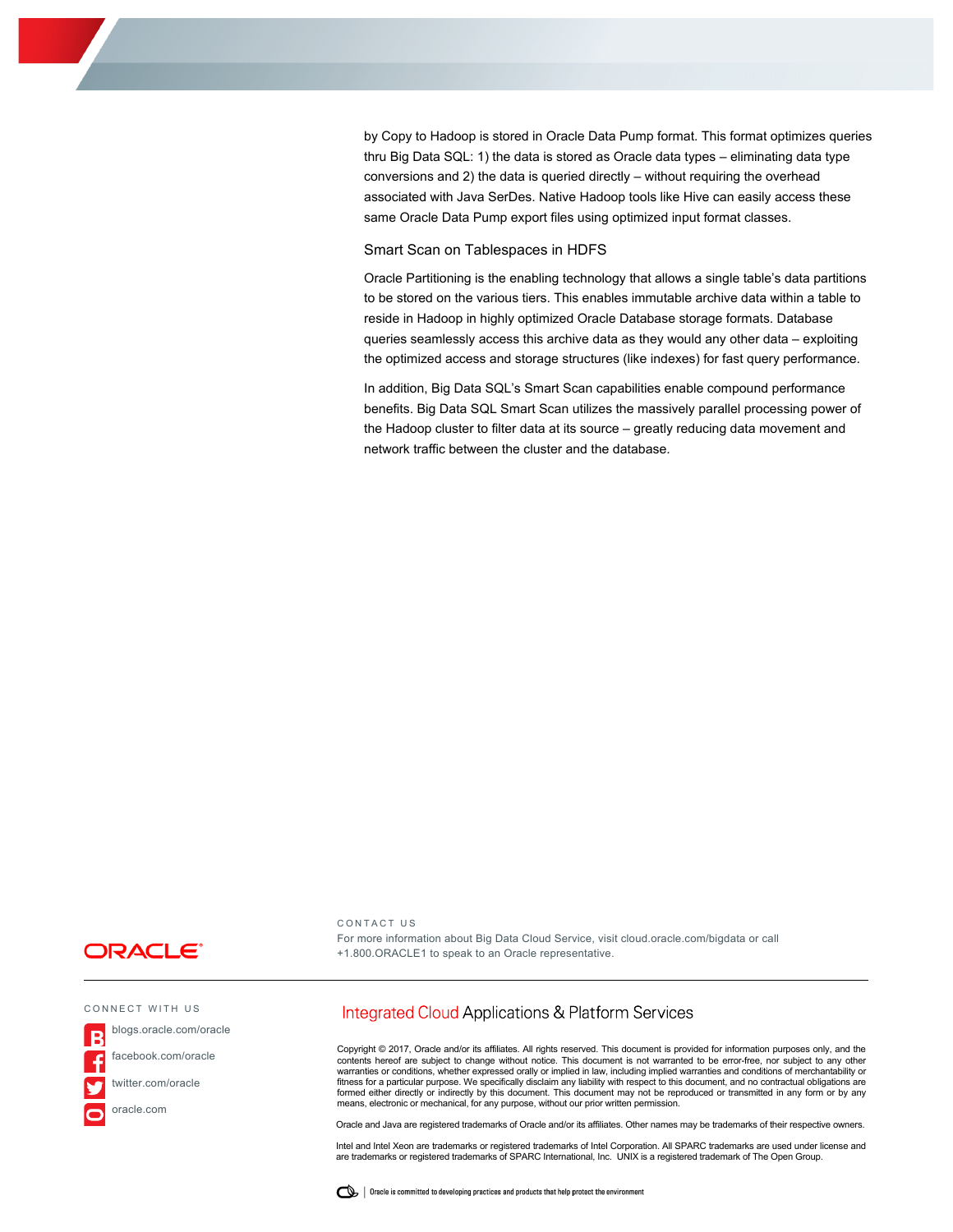by Copy to Hadoop is stored in Oracle Data Pump format. This format optimizes queries thru Big Data SQL: 1) the data is stored as Oracle data types – eliminating data type conversions and 2) the data is queried directly – without requiring the overhead associated with Java SerDes. Native Hadoop tools like Hive can easily access these same Oracle Data Pump export files using optimized input format classes.

### Smart Scan on Tablespaces in HDFS

Oracle Partitioning is the enabling technology that allows a single table's data partitions to be stored on the various tiers. This enables immutable archive data within a table to reside in Hadoop in highly optimized Oracle Database storage formats. Database queries seamlessly access this archive data as they would any other data – exploiting the optimized access and storage structures (like indexes) for fast query performance.

In addition, Big Data SQL's Smart Scan capabilities enable compound performance benefits. Big Data SQL Smart Scan utilizes the massively parallel processing power of the Hadoop cluster to filter data at its source – greatly reducing data movement and network traffic between the cluster and the database.

ORACLE

CONTACT US

For more information about Big Data Cloud Service, visit cloud.oracle.com/bigdata or call +1.800.ORACLE1 to speak to an Oracle representative.

CONNECT WITH US

blogs.oracle.com/oracle

facebook.com/oracle

twitter.com/oracle

oracle.com

Integrated Cloud Applications & Platform Services

Copyright © 2017, Oracle and/or its affiliates. All rights reserved. This document is provided for information purposes only, and the contents hereof are subject to change without notice. This document is not warranted to be error-free, nor subject to any other warranties or conditions, whether expressed orally or implied in law, including implied warranties and conditions of merchantability or fitness for a particular purpose. We specifically disclaim any liability with respect to this document, and no contractual obligations are formed either directly or indirectly by this document. This document may not be reproduced or transmitted in any form or by any means, electronic or mechanical, for any purpose, without our prior written permission.

Oracle and Java are registered trademarks of Oracle and/or its affiliates. Other names may be trademarks of their respective owners.

Intel and Intel Xeon are trademarks or registered trademarks of Intel Corporation. All SPARC trademarks are used under license and are trademarks or registered trademarks of SPARC International, Inc. UNIX is a registered trademark of The Open Group.

Oracle is committed to developing practices and products that help protect the environment